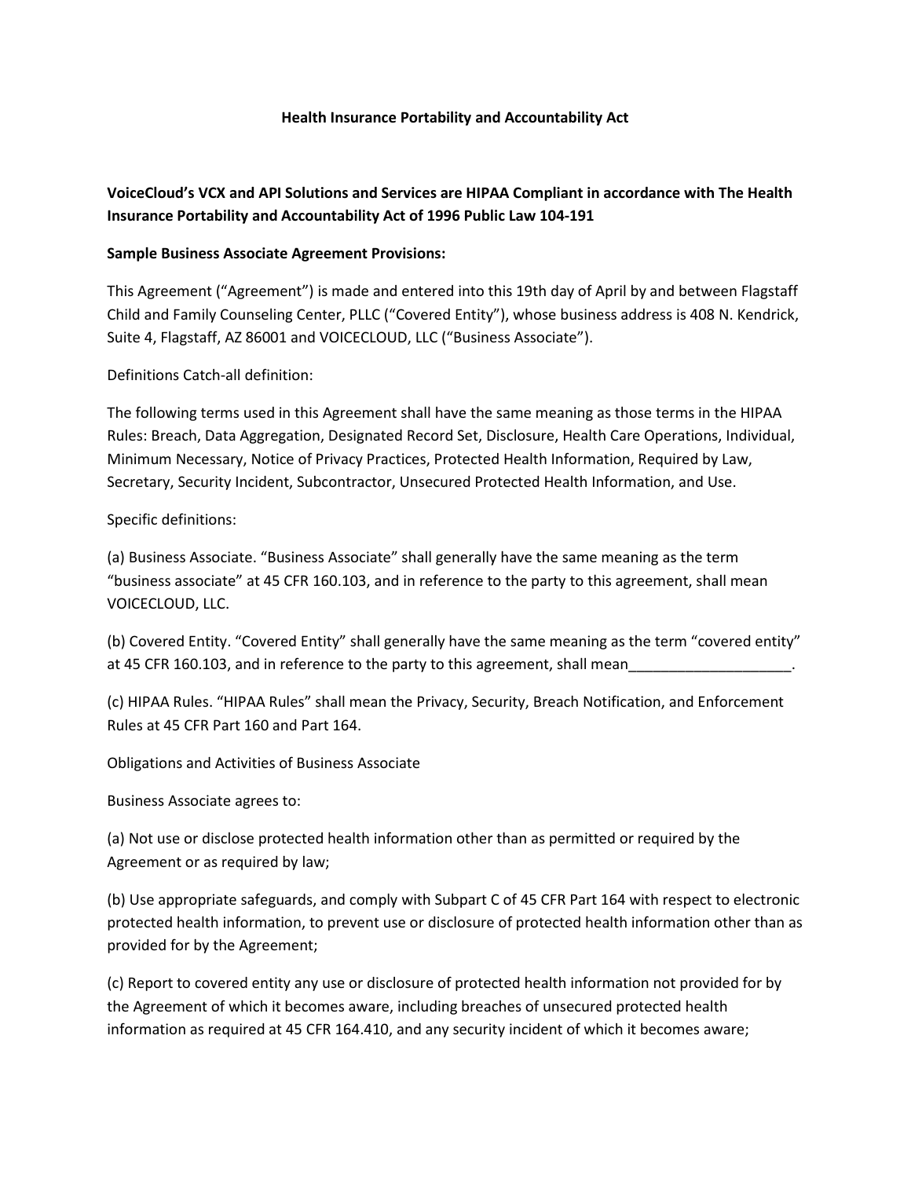**Health Insurance Portability and Accountability Act**

**VoiceCloud's VCX and API Solutions and Services are HIPAA Compliant in accordance with The Health Insurance Portability and Accountability Act of 1996 Public Law 104-191**

**Sample Business Associate Agreement Provisions:**

This Agreement ("Agreement") is made and entered into this 19th day of April by and between Flagstaff Child and Family Counseling Center, PLLC ("Covered Entity"), whose business address is 408 N. Kendrick, Suite 4, Flagstaff, AZ 86001 and VOICECLOUD, LLC ("Business Associate").

Definitions Catch-all definition:

The following terms used in this Agreement shall have the same meaning as those terms in the HIPAA Rules: Breach, Data Aggregation, Designated Record Set, Disclosure, Health Care Operations, Individual, Minimum Necessary, Notice of Privacy Practices, Protected Health Information, Required by Law, Secretary, Security Incident, Subcontractor, Unsecured Protected Health Information, and Use.

Specific definitions:

(a) Business Associate. "Business Associate" shall generally have the same meaning as the term "business associate" at 45 CFR 160.103, and in reference to the party to this agreement, shall mean VOICECLOUD, LLC.

(b) Covered Entity. "Covered Entity" shall generally have the same meaning as the term "covered entity" at 45 CFR 160.103, and in reference to the party to this agreement, shall mean____________________.

(c) HIPAA Rules. "HIPAA Rules" shall mean the Privacy, Security, Breach Notification, and Enforcement Rules at 45 CFR Part 160 and Part 164.

Obligations and Activities of Business Associate

Business Associate agrees to:

(a) Not use or disclose protected health information other than as permitted or required by the Agreement or as required by law;

(b) Use appropriate safeguards, and comply with Subpart C of 45 CFR Part 164 with respect to electronic protected health information, to prevent use or disclosure of protected health information other than as provided for by the Agreement;

(c) Report to covered entity any use or disclosure of protected health information not provided for by the Agreement of which it becomes aware, including breaches of unsecured protected health information as required at 45 CFR 164.410, and any security incident of which it becomes aware;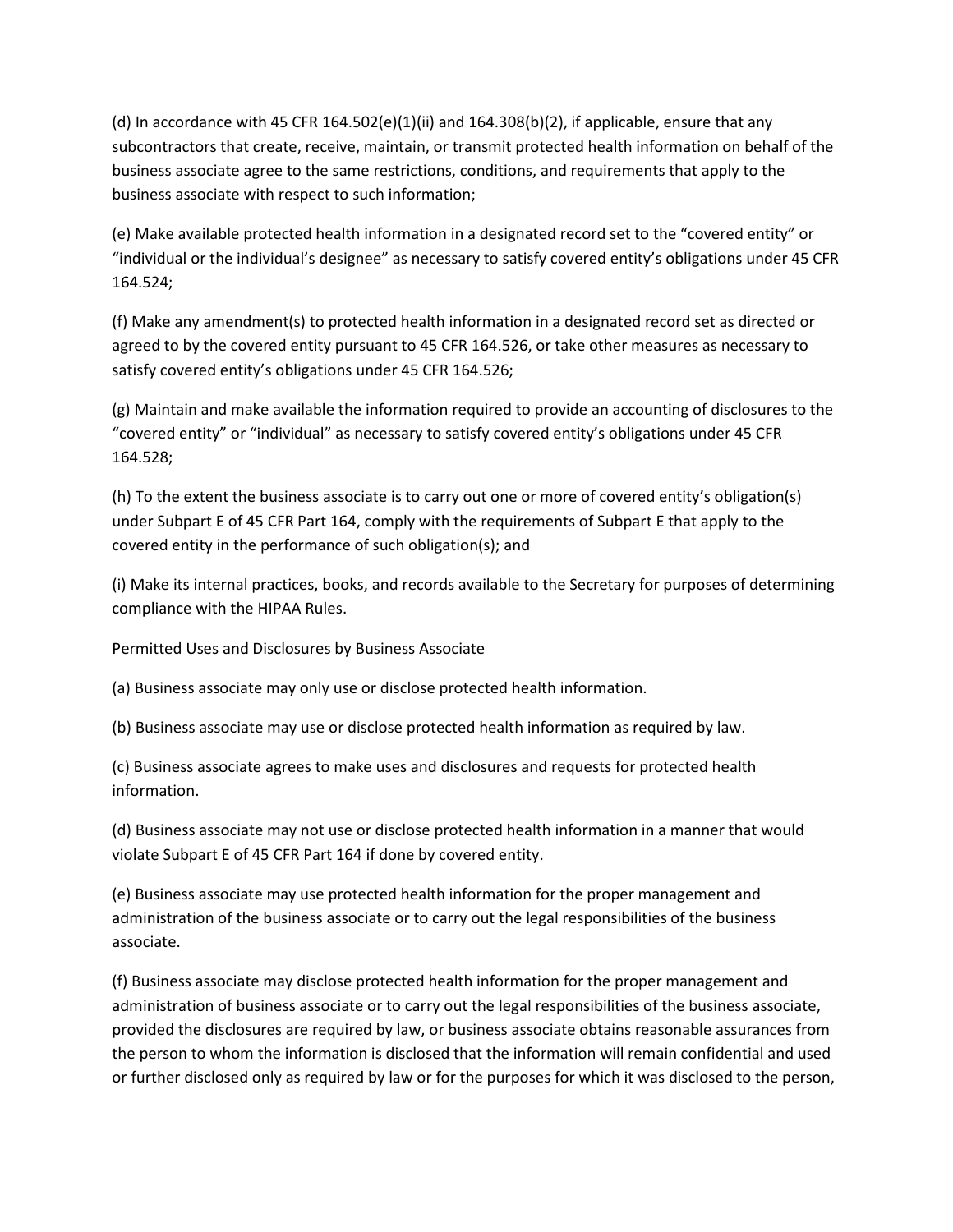(d) In accordance with 45 CFR 164.502(e)(1)(ii) and 164.308(b)(2), if applicable, ensure that any subcontractors that create, receive, maintain, or transmit protected health information on behalf of the business associate agree to the same restrictions, conditions, and requirements that apply to the business associate with respect to such information;

(e) Make available protected health information in a designated record set to the “covered entity” or “individual or the individual’s designee” as necessary to satisfy covered entity’s obligations under 45 CFR 164.524;

(f) Make any amendment(s) to protected health information in a designated record set as directed or agreed to by the covered entity pursuant to 45 CFR 164.526, or take other measures as necessary to satisfy covered entity’s obligations under 45 CFR 164.526;

(g) Maintain and make available the information required to provide an accounting of disclosures to the “covered entity” or “individual” as necessary to satisfy covered entity’s obligations under 45 CFR 164.528;

(h) To the extent the business associate is to carry out one or more of covered entity’s obligation(s) under Subpart E of 45 CFR Part 164, comply with the requirements of Subpart E that apply to the covered entity in the performance of such obligation(s); and

(i) Make its internal practices, books, and records available to the Secretary for purposes of determining compliance with the HIPAA Rules.

Permitted Uses and Disclosures by Business Associate

(a) Business associate may only use or disclose protected health information.

(b) Business associate may use or disclose protected health information as required by law.

(c) Business associate agrees to make uses and disclosures and requests for protected health information.

(d) Business associate may not use or disclose protected health information in a manner that would violate Subpart E of 45 CFR Part 164 if done by covered entity.

(e) Business associate may use protected health information for the proper management and administration of the business associate or to carry out the legal responsibilities of the business associate.

(f) Business associate may disclose protected health information for the proper management and administration of business associate or to carry out the legal responsibilities of the business associate, provided the disclosures are required by law, or business associate obtains reasonable assurances from the person to whom the information is disclosed that the information will remain confidential and used or further disclosed only as required by law or for the purposes for which it was disclosed to the person,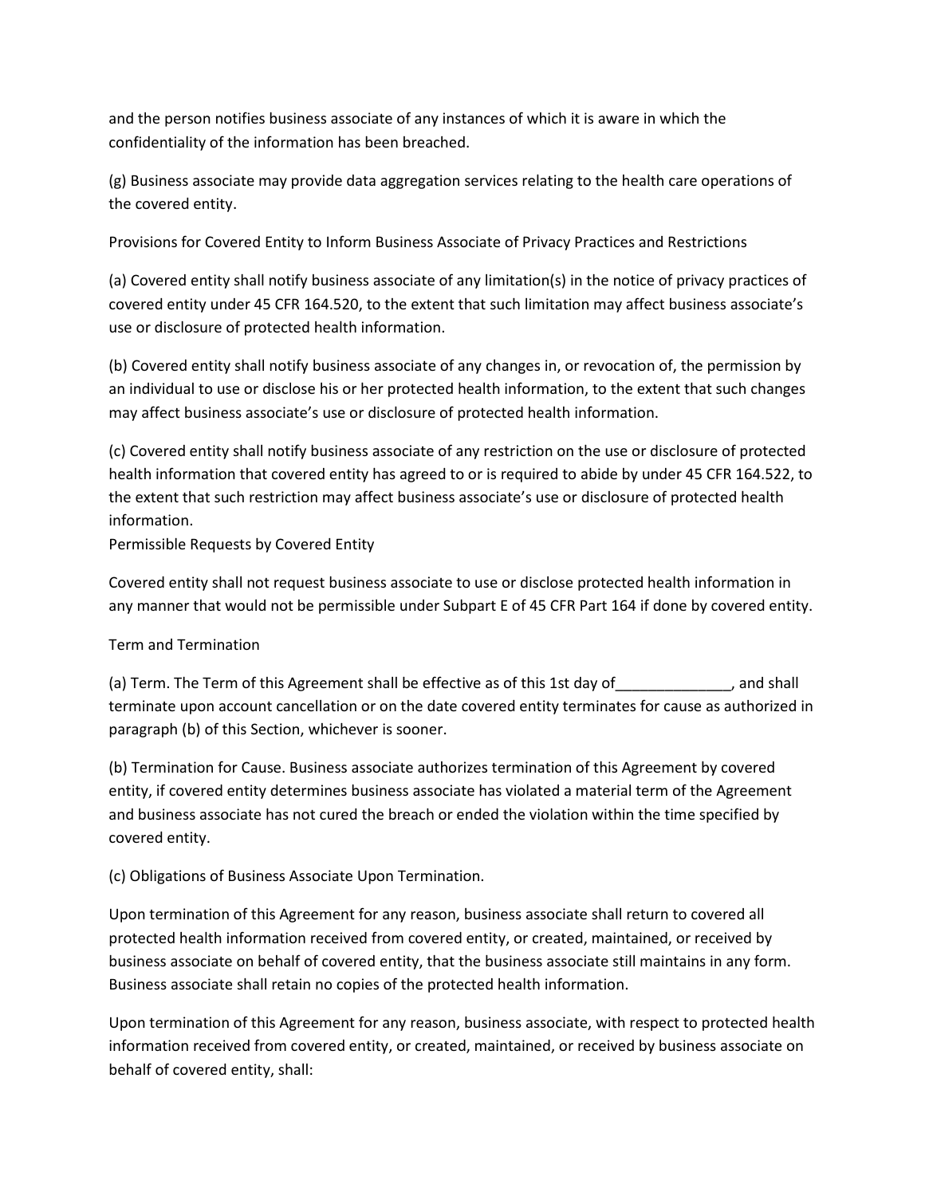and the person notifies business associate of any instances of which it is aware in which the confidentiality of the information has been breached.

(g) Business associate may provide data aggregation services relating to the health care operations of the covered entity.

Provisions for Covered Entity to Inform Business Associate of Privacy Practices and Restrictions

(a) Covered entity shall notify business associate of any limitation(s) in the notice of privacy practices of covered entity under 45 CFR 164.520, to the extent that such limitation may affect business associate's use or disclosure of protected health information.

(b) Covered entity shall notify business associate of any changes in, or revocation of, the permission by an individual to use or disclose his or her protected health information, to the extent that such changes may affect business associate's use or disclosure of protected health information.

(c) Covered entity shall notify business associate of any restriction on the use or disclosure of protected health information that covered entity has agreed to or is required to abide by under 45 CFR 164.522, to the extent that such restriction may affect business associate's use or disclosure of protected health information.

Permissible Requests by Covered Entity

Covered entity shall not request business associate to use or disclose protected health information in any manner that would not be permissible under Subpart E of 45 CFR Part 164 if done by covered entity.

Term and Termination

(a) Term. The Term of this Agreement shall be effective as of this 1st day of______________, and shall terminate upon account cancellation or on the date covered entity terminates for cause as authorized in paragraph (b) of this Section, whichever is sooner.

(b) Termination for Cause. Business associate authorizes termination of this Agreement by covered entity, if covered entity determines business associate has violated a material term of the Agreement and business associate has not cured the breach or ended the violation within the time specified by covered entity.

(c) Obligations of Business Associate Upon Termination.

Upon termination of this Agreement for any reason, business associate shall return to covered all protected health information received from covered entity, or created, maintained, or received by business associate on behalf of covered entity, that the business associate still maintains in any form. Business associate shall retain no copies of the protected health information.

Upon termination of this Agreement for any reason, business associate, with respect to protected health information received from covered entity, or created, maintained, or received by business associate on behalf of covered entity, shall: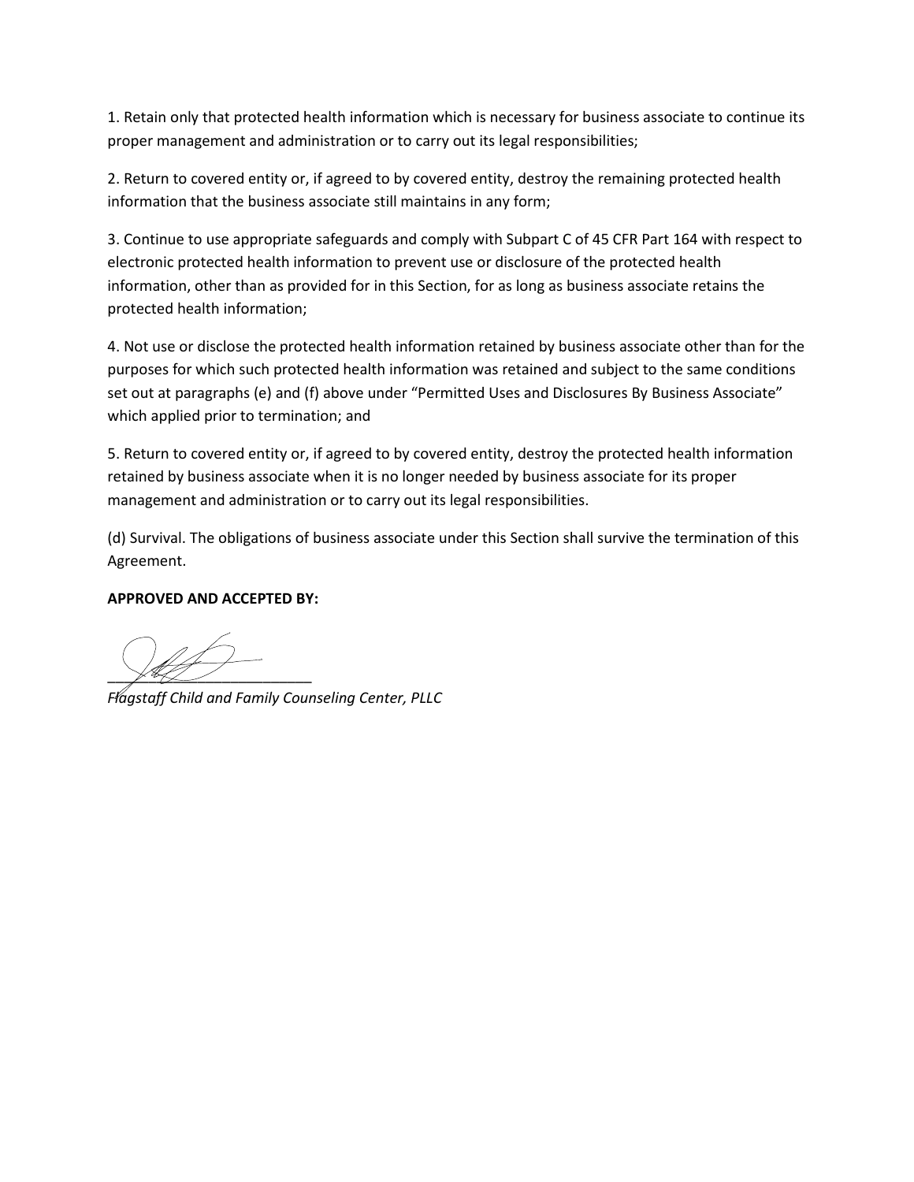1. Retain only that protected health information which is necessary for business associate to continue its proper management and administration or to carry out its legal responsibilities;

2. Return to covered entity or, if agreed to by covered entity, destroy the remaining protected health information that the business associate still maintains in any form;

3. Continue to use appropriate safeguards and comply with Subpart C of 45 CFR Part 164 with respect to electronic protected health information to prevent use or disclosure of the protected health information, other than as provided for in this Section, for as long as business associate retains the protected health information;

4. Not use or disclose the protected health information retained by business associate other than for the purposes for which such protected health information was retained and subject to the same conditions set out at paragraphs (e) and (f) above under "Permitted Uses and Disclosures By Business Associate" which applied prior to termination; and

5. Return to covered entity or, if agreed to by covered entity, destroy the protected health information retained by business associate when it is no longer needed by business associate for its proper management and administration or to carry out its legal responsibilities.

(d) Survival. The obligations of business associate under this Section shall survive the termination of this Agreement.

**APPROVED AND ACCEPTED BY:**

___________________________

*Flagstaff Child and Family Counseling Center, PLLC*